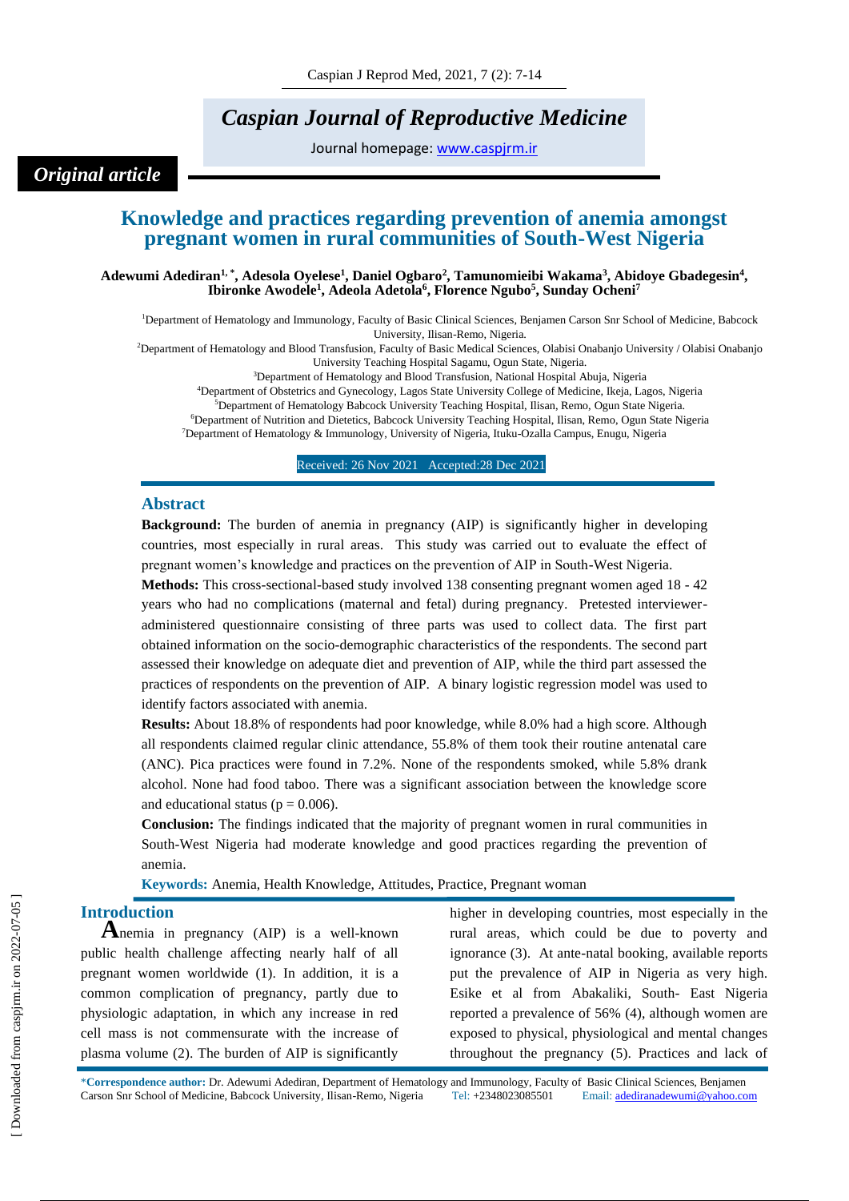# Caspian Journal of Reproductive Medicine

Journal homepage: www.caspjrm.ir

*Original article*

# Knowledge and practices regarding prevention of anemia amongst pregnant women in rural communities of South-West Nigeria

**Adewumi Adediran[1,*], Adesola Oyelese[1], Daniel Ogbaro[2], Tamunomieibi Wakama[3], Abidoye Gbadegesin[4], Ibironke Awodele[1], Adeola Adetola[6], Florence Ngubo[5], Sunday Ocheni[7]**

[1]Department of Hematology and Immunology, Faculty of Basic Clinical Sciences, Benjamen Carson Snr School of Medicine, Babcock University, Ilisan-Remo, Nigeria.

[2]Department of Hematology and Blood Transfusion, Faculty of Basic Medical Sciences, Olabisi Onabanjo University / Olabisi Onabanjo University Teaching Hospital Sagamu, Ogun State, Nigeria.

[3]Department of Hematology and Blood Transfusion, National Hospital Abuja, Nigeria

[4]Department of Obstetrics and Gynecology, Lagos State University College of Medicine, Ikeja, Lagos, Nigeria

[5]Department of Hematology Babcock University Teaching Hospital, Ilisan, Remo, Ogun State Nigeria.

[6]Department of Nutrition and Dietetics, Babcock University Teaching Hospital, Ilisan, Remo, Ogun State Nigeria

[7]Department of Hematology & Immunology, University of Nigeria, Ituku-Ozalla Campus, Enugu, Nigeria

Received: 26 Nov 2021 Accepted:28 Dec 2021

## Abstract

**Background:** The burden of anemia in pregnancy (AIP) is significantly higher in developing countries, most especially in rural areas. This study was carried out to evaluate the effect of pregnant women's knowledge and practices on the prevention of AIP in South-West Nigeria.

**Methods:** This cross-sectional-based study involved 138 consenting pregnant women aged 18 - 42 years who had no complications (maternal and fetal) during pregnancy. Pretested interviewer-administered questionnaire consisting of three parts was used to collect data. The first part obtained information on the socio-demographic characteristics of the respondents. The second part assessed their knowledge on adequate diet and prevention of AIP, while the third part assessed the practices of respondents on the prevention of AIP. A binary logistic regression model was used to identify factors associated with anemia.

**Results:** About 18.8% of respondents had poor knowledge, while 8.0% had a high score. Although all respondents claimed regular clinic attendance, 55.8% of them took their routine antenatal care (ANC). Pica practices were found in 7.2%. None of the respondents smoked, while 5.8% drank alcohol. None had food taboo. There was a significant association between the knowledge score and educational status ($p = 0.006$).

**Conclusion:** The findings indicated that the majority of pregnant women in rural communities in South-West Nigeria had moderate knowledge and good practices regarding the prevention of anemia.

**Keywords:** Anemia, Health Knowledge, Attitudes, Practice, Pregnant woman

## Introduction

Anemia in pregnancy (AIP) is a well-known public health challenge affecting nearly half of all pregnant women worldwide (1). In addition, it is a common complication of pregnancy, partly due to physiologic adaptation, in which any increase in red cell mass is not commensurate with the increase of plasma volume (2). The burden of AIP is significantly higher in developing countries, most especially in the rural areas, which could be due to poverty and ignorance (3). At ante-natal booking, available reports put the prevalence of AIP in Nigeria as very high. Esike et al from Abakaliki, South- East Nigeria reported a prevalence of 56% (4), although women are exposed to physical, physiological and mental changes throughout the pregnancy (5). Practices and lack of

*Correspondence author: Dr. Adewumi Adediran, Department of Hematology and Immunology, Faculty of Basic Clinical Sciences, Benjamen Carson Snr School of Medicine, Babcock University, Ilisan-Remo, Nigeria Tel: +2348023085501 Email: adediranadewumi@yahoo.com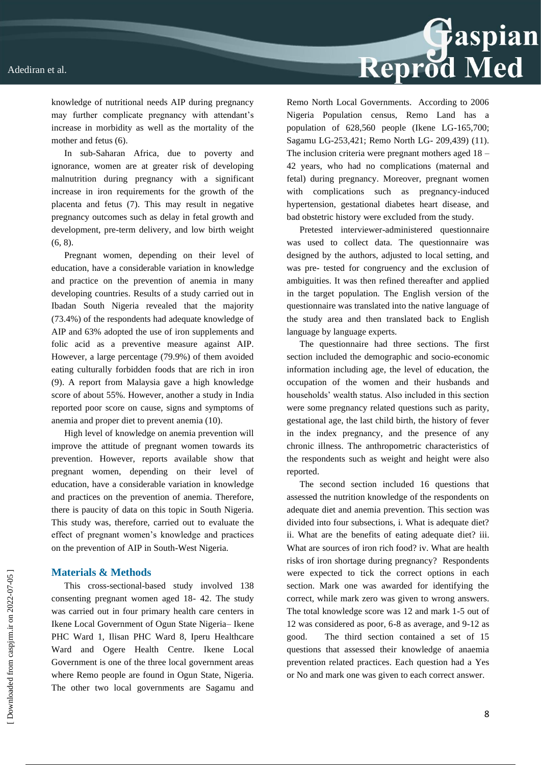knowledge of nutritional needs AIP during pregnancy may further complicate pregnancy with attendant's increase in morbidity as well as the mortality of the mother and fetus (6).

In sub-Saharan Africa, due to poverty and ignorance, women are at greater risk of developing malnutrition during pregnancy with a significant increase in iron requirements for the growth of the placenta and fetus (7). This may result in negative pregnancy outcomes such as delay in fetal growth and development, pre-term delivery, and low birth weight (6, 8).

Pregnant women, depending on their level of education, have a considerable variation in knowledge and practice on the prevention of anemia in many developing countries. Results of a study carried out in Ibadan South Nigeria revealed that the majority (73.4%) of the respondents had adequate knowledge of AIP and 63% adopted the use of iron supplements and folic acid as a preventive measure against AIP. However, a large percentage (79.9%) of them avoided eating culturally forbidden foods that are rich in iron (9). A report from Malaysia gave a high knowledge score of about 55%. However, another a study in India reported poor score on cause, signs and symptoms of anemia and proper diet to prevent anemia (10).

High level of knowledge on anemia prevention will improve the attitude of pregnant women towards its prevention. However, reports available show that pregnant women, depending on their level of education, have a considerable variation in knowledge and practices on the prevention of anemia. Therefore, there is paucity of data on this topic in South Nigeria. This study was, therefore, carried out to evaluate the effect of pregnant women's knowledge and practices on the prevention of AIP in South-West Nigeria.

## Materials & Methods

This cross-sectional-based study involved 138 consenting pregnant women aged 18- 42. The study was carried out in four primary health care centers in Ikene Local Government of Ogun State Nigeria– Ikene PHC Ward 1, Ilisan PHC Ward 8, Iperu Healthcare Ward and Ogere Health Centre. Ikene Local Government is one of the three local government areas where Remo people are found in Ogun State, Nigeria. The other two local governments are Sagamu and Remo North Local Governments. According to 2006 Nigeria Population census, Remo Land has a population of 628,560 people (Ikene LG-165,700; Sagamu LG-253,421; Remo North LG- 209,439) (11). The inclusion criteria were pregnant mothers aged 18 – 42 years, who had no complications (maternal and fetal) during pregnancy. Moreover, pregnant women with complications such as pregnancy-induced hypertension, gestational diabetes heart disease, and bad obstetric history were excluded from the study.

Pretested interviewer-administered questionnaire was used to collect data. The questionnaire was designed by the authors, adjusted to local setting, and was pre- tested for congruency and the exclusion of ambiguities. It was then refined thereafter and applied in the target population. The English version of the questionnaire was translated into the native language of the study area and then translated back to English language by language experts.

The questionnaire had three sections. The first section included the demographic and socio-economic information including age, the level of education, the occupation of the women and their husbands and households' wealth status. Also included in this section were some pregnancy related questions such as parity, gestational age, the last child birth, the history of fever in the index pregnancy, and the presence of any chronic illness. The anthropometric characteristics of the respondents such as weight and height were also reported.

The second section included 16 questions that assessed the nutrition knowledge of the respondents on adequate diet and anemia prevention. This section was divided into four subsections, i. What is adequate diet? ii. What are the benefits of eating adequate diet? iii. What are sources of iron rich food? iv. What are health risks of iron shortage during pregnancy? Respondents were expected to tick the correct options in each section. Mark one was awarded for identifying the correct, while mark zero was given to wrong answers. The total knowledge score was 12 and mark 1-5 out of 12 was considered as poor, 6-8 as average, and 9-12 as good. The third section contained a set of 15 questions that assessed their knowledge of anaemia prevention related practices. Each question had a Yes or No and mark one was given to each correct answer.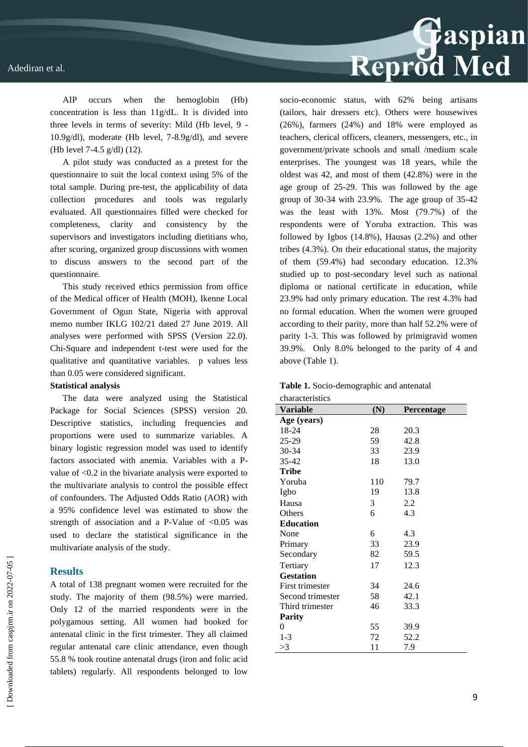AIP occurs when the hemoglobin (Hb) concentration is less than 11g/dL. It is divided into three levels in terms of severity: Mild (Hb level, 9 - 10.9g/dl), moderate (Hb level, 7-8.9g/dl), and severe (Hb level 7-4.5 g/dl) (12).

A pilot study was conducted as a pretest for the questionnaire to suit the local context using 5% of the total sample. During pre-test, the applicability of data collection procedures and tools was regularly evaluated. All questionnaires filled were checked for completeness, clarity and consistency by the supervisors and investigators including dietitians who, after scoring, organized group discussions with women to discuss answers to the second part of the questionnaire.

This study received ethics permission from office of the Medical officer of Health (MOH), Ikenne Local Government of Ogun State, Nigeria with approval memo number IKLG 102/21 dated 27 June 2019. All analyses were performed with SPSS (Version 22.0). Chi-Square and independent t-test were used for the qualitative and quantitative variables. p values less than 0.05 were considered significant.

**Statistical analysis**

The data were analyzed using the Statistical Package for Social Sciences (SPSS) version 20. Descriptive statistics, including frequencies and proportions were used to summarize variables. A binary logistic regression model was used to identify factors associated with anemia. Variables with a P-value of <0.2 in the bivariate analysis were exported to the multivariate analysis to control the possible effect of confounders. The Adjusted Odds Ratio (AOR) with a 95% confidence level was estimated to show the strength of association and a P-Value of <0.05 was used to declare the statistical significance in the multivariate analysis of the study.

## Results

A total of 138 pregnant women were recruited for the study. The majority of them (98.5%) were married. Only 12 of the married respondents were in the polygamous setting. All women had booked for antenatal clinic in the first trimester. They all claimed regular antenatal care clinic attendance, even though 55.8 % took routine antenatal drugs (iron and folic acid tablets) regularly. All respondents belonged to low socio-economic status, with 62% being artisans (tailors, hair dressers etc). Others were housewives (26%), farmers (24%) and 18% were employed as teachers, clerical officers, cleaners, messengers, etc., in government/private schools and small /medium scale enterprises. The youngest was 18 years, while the oldest was 42, and most of them (42.8%) were in the age group of 25-29. This was followed by the age group of 30-34 with 23.9%. The age group of 35-42 was the least with 13%. Most (79.7%) of the respondents were of Yoruba extraction. This was followed by Igbos (14.8%), Hausas (2.2%) and other tribes (4.3%). On their educational status, the majority of them (59.4%) had secondary education. 12.3% studied up to post-secondary level such as national diploma or national certificate in education, while 23.9% had only primary education. The rest 4.3% had no formal education. When the women were grouped according to their parity, more than half 52.2% were of parity 1-3. This was followed by primigravid women 39.9%. Only 8.0% belonged to the parity of 4 and above (Table 1).

**Table 1.** Socio-demographic and antenatal characteristics

| Variable | (N) | Percentage |
|---|---|---|
| **Age (years)** | | |
| 18-24 | 28 | 20.3 |
| 25-29 | 59 | 42.8 |
| 30-34 | 33 | 23.9 |
| 35-42 | 18 | 13.0 |
| **Tribe** | | |
| Yoruba | 110 | 79.7 |
| Igbo | 19 | 13.8 |
| Hausa | 3 | 2.2 |
| Others | 6 | 4.3 |
| **Education** | | |
| None | 6 | 4.3 |
| Primary | 33 | 23.9 |
| Secondary | 82 | 59.5 |
| Tertiary | 17 | 12.3 |
| **Gestation** | | |
| First trimester | 34 | 24.6 |
| Second trimester | 58 | 42.1 |
| Third trimester | 46 | 33.3 |
| **Parity** | | |
| 0 | 55 | 39.9 |
| 1-3 | 72 | 52.2 |
| >3 | 11 | 7.9 |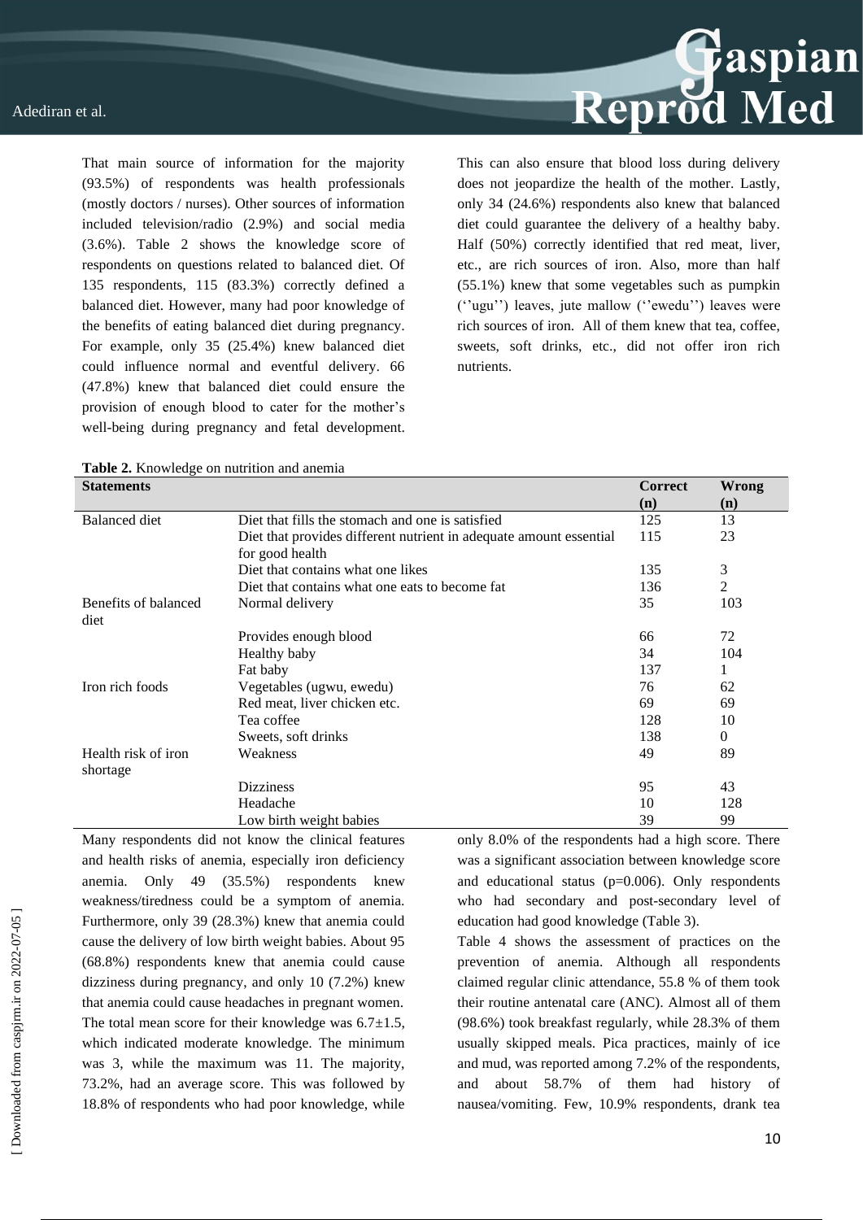That main source of information for the majority (93.5%) of respondents was health professionals (mostly doctors / nurses). Other sources of information included television/radio (2.9%) and social media (3.6%). Table 2 shows the knowledge score of respondents on questions related to balanced diet. Of 135 respondents, 115 (83.3%) correctly defined a balanced diet. However, many had poor knowledge of the benefits of eating balanced diet during pregnancy. For example, only 35 (25.4%) knew balanced diet could influence normal and eventful delivery. 66 (47.8%) knew that balanced diet could ensure the provision of enough blood to cater for the mother's well-being during pregnancy and fetal development. This can also ensure that blood loss during delivery does not jeopardize the health of the mother. Lastly, only 34 (24.6%) respondents also knew that balanced diet could guarantee the delivery of a healthy baby. Half (50%) correctly identified that red meat, liver, etc., are rich sources of iron. Also, more than half (55.1%) knew that some vegetables such as pumpkin (''ugu'') leaves, jute mallow (''ewedu'') leaves were rich sources of iron. All of them knew that tea, coffee, sweets, soft drinks, etc., did not offer iron rich nutrients.

**Table 2.** Knowledge on nutrition and anemia

| Statements | | Correct (n) | Wrong (n) |
|---|---|---|---|
| Balanced diet | Diet that fills the stomach and one is satisfied | 125 | 13 |
| | Diet that provides different nutrient in adequate amount essential for good health | 115 | 23 |
| | Diet that contains what one likes | 135 | 3 |
| | Diet that contains what one eats to become fat | 136 | 2 |
| Benefits of balanced diet | Normal delivery | 35 | 103 |
| | Provides enough blood | 66 | 72 |
| | Healthy baby | 34 | 104 |
| | Fat baby | 137 | 1 |
| Iron rich foods | Vegetables (ugwu, ewedu) | 76 | 62 |
| | Red meat, liver chicken etc. | 69 | 69 |
| | Tea coffee | 128 | 10 |
| | Sweets, soft drinks | 138 | 0 |
| Health risk of iron shortage | Weakness | 49 | 89 |
| | Dizziness | 95 | 43 |
| | Headache | 10 | 128 |
| | Low birth weight babies | 39 | 99 |

Many respondents did not know the clinical features and health risks of anemia, especially iron deficiency anemia. Only 49 (35.5%) respondents knew weakness/tiredness could be a symptom of anemia. Furthermore, only 39 (28.3%) knew that anemia could cause the delivery of low birth weight babies. About 95 (68.8%) respondents knew that anemia could cause dizziness during pregnancy, and only 10 (7.2%) knew that anemia could cause headaches in pregnant women. The total mean score for their knowledge was 6.7±1.5, which indicated moderate knowledge. The minimum was 3, while the maximum was 11. The majority, 73.2%, had an average score. This was followed by 18.8% of respondents who had poor knowledge, while only 8.0% of the respondents had a high score. There was a significant association between knowledge score and educational status ($p=0.006$). Only respondents who had secondary and post-secondary level of education had good knowledge (Table 3).

Table 4 shows the assessment of practices on the prevention of anemia. Although all respondents claimed regular clinic attendance, 55.8 % of them took their routine antenatal care (ANC). Almost all of them (98.6%) took breakfast regularly, while 28.3% of them usually skipped meals. Pica practices, mainly of ice and mud, was reported among 7.2% of the respondents, and about 58.7% of them had history of nausea/vomiting. Few, 10.9% respondents, drank tea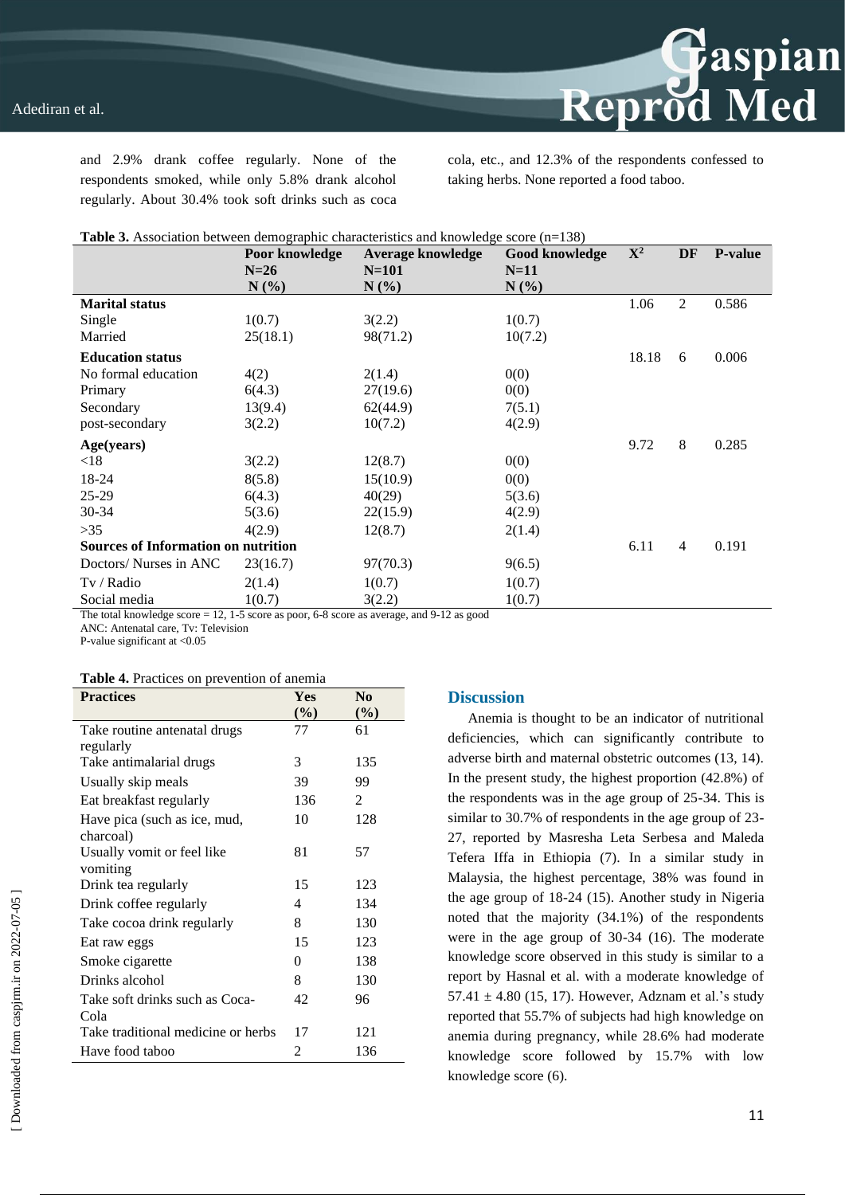and 2.9% drank coffee regularly. None of the respondents smoked, while only 5.8% drank alcohol regularly. About 30.4% took soft drinks such as coca cola, etc., and 12.3% of the respondents confessed to taking herbs. None reported a food taboo.

**Table 3.** Association between demographic characteristics and knowledge score (n=138)

| | Poor knowledge N=26 N (%) | Average knowledge N=101 N (%) | Good knowledge N=11 N (%) | $X^2$ | DF | P-value |
|---|---|---|---|---|---|---|
| **Marital status** | | | | 1.06 | 2 | 0.586 |
| Single | 1(0.7) | 3(2.2) | 1(0.7) | | | |
| Married | 25(18.1) | 98(71.2) | 10(7.2) | | | |
| **Education status** | | | | 18.18 | 6 | 0.006 |
| No formal education | 4(2) | 2(1.4) | 0(0) | | | |
| Primary | 6(4.3) | 27(19.6) | 0(0) | | | |
| Secondary | 13(9.4) | 62(44.9) | 7(5.1) | | | |
| post-secondary | 3(2.2) | 10(7.2) | 4(2.9) | | | |
| **Age(years)** | | | | 9.72 | 8 | 0.285 |
| <18 | 3(2.2) | 12(8.7) | 0(0) | | | |
| 18-24 | 8(5.8) | 15(10.9) | 0(0) | | | |
| 25-29 | 6(4.3) | 40(29) | 5(3.6) | | | |
| 30-34 | 5(3.6) | 22(15.9) | 4(2.9) | | | |
| >35 | 4(2.9) | 12(8.7) | 2(1.4) | | | |
| **Sources of Information on nutrition** | | | | 6.11 | 4 | 0.191 |
| Doctors/ Nurses in ANC | 23(16.7) | 97(70.3) | 9(6.5) | | | |
| Tv / Radio | 2(1.4) | 1(0.7) | 1(0.7) | | | |
| Social media | 1(0.7) | 3(2.2) | 1(0.7) | | | |

The total knowledge score = 12, 1-5 score as poor, 6-8 score as average, and 9-12 as good
ANC: Antenatal care, Tv: Television
P-value significant at <0.05

**Table 4.** Practices on prevention of anemia

| Practices | Yes (%) | No (%) |
|---|---|---|
| Take routine antenatal drugs regularly | 77 | 61 |
| Take antimalarial drugs | 3 | 135 |
| Usually skip meals | 39 | 99 |
| Eat breakfast regularly | 136 | 2 |
| Have pica (such as ice, mud, charcoal) | 10 | 128 |
| Usually vomit or feel like vomiting | 81 | 57 |
| Drink tea regularly | 15 | 123 |
| Drink coffee regularly | 4 | 134 |
| Take cocoa drink regularly | 8 | 130 |
| Eat raw eggs | 15 | 123 |
| Smoke cigarette | 0 | 138 |
| Drinks alcohol | 8 | 130 |
| Take soft drinks such as Coca-Cola | 42 | 96 |
| Take traditional medicine or herbs | 17 | 121 |
| Have food taboo | 2 | 136 |

## Discussion

Anemia is thought to be an indicator of nutritional deficiencies, which can significantly contribute to adverse birth and maternal obstetric outcomes (13, 14). In the present study, the highest proportion (42.8%) of the respondents was in the age group of 25-34. This is similar to 30.7% of respondents in the age group of 23-27, reported by Masresha Leta Serbesa and Maleda Tefera Iffa in Ethiopia (7). In a similar study in Malaysia, the highest percentage, 38% was found in the age group of 18-24 (15). Another study in Nigeria noted that the majority (34.1%) of the respondents were in the age group of 30-34 (16). The moderate knowledge score observed in this study is similar to a report by Hasnal et al. with a moderate knowledge of $57.41 \pm 4.80$ (15, 17). However, Adznam et al.'s study reported that 55.7% of subjects had high knowledge on anemia during pregnancy, while 28.6% had moderate knowledge score followed by 15.7% with low knowledge score (6).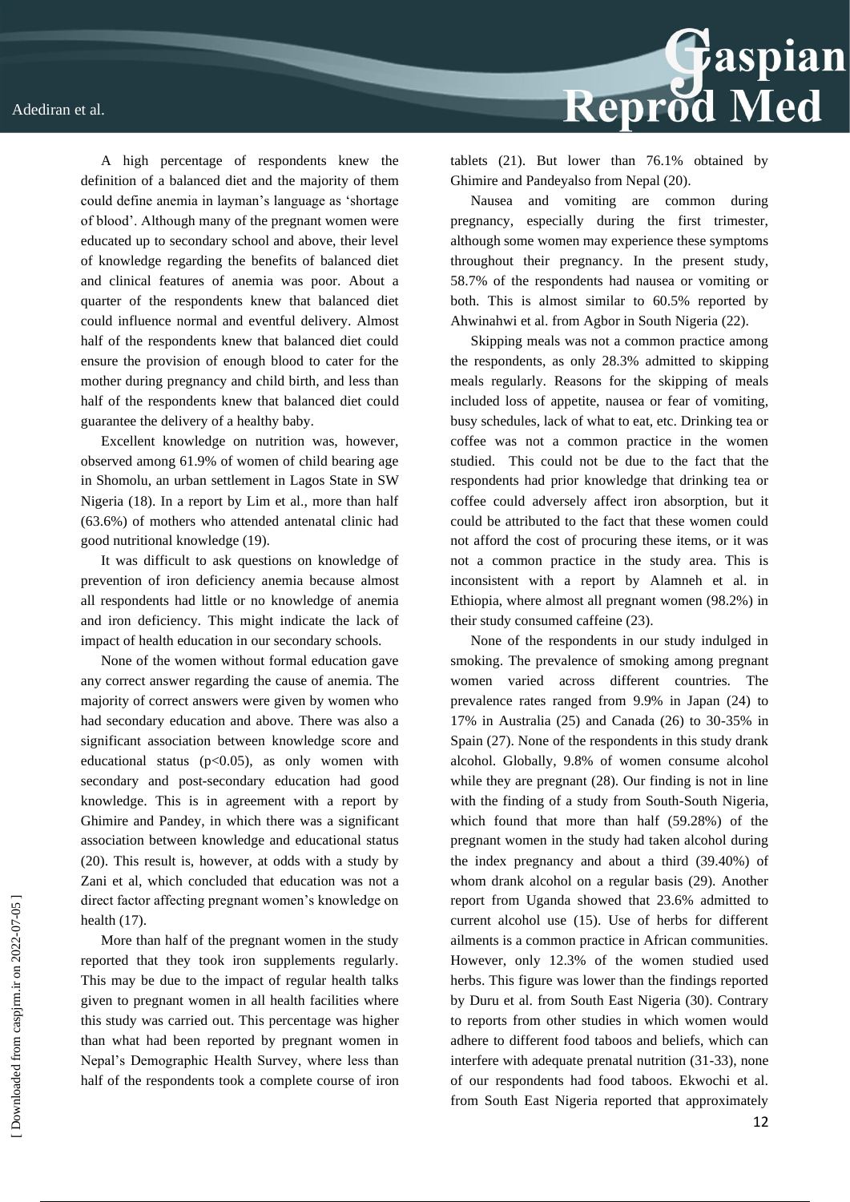A high percentage of respondents knew the definition of a balanced diet and the majority of them could define anemia in layman's language as 'shortage of blood'. Although many of the pregnant women were educated up to secondary school and above, their level of knowledge regarding the benefits of balanced diet and clinical features of anemia was poor. About a quarter of the respondents knew that balanced diet could influence normal and eventful delivery. Almost half of the respondents knew that balanced diet could ensure the provision of enough blood to cater for the mother during pregnancy and child birth, and less than half of the respondents knew that balanced diet could guarantee the delivery of a healthy baby.

Excellent knowledge on nutrition was, however, observed among 61.9% of women of child bearing age in Shomolu, an urban settlement in Lagos State in SW Nigeria (18). In a report by Lim et al., more than half (63.6%) of mothers who attended antenatal clinic had good nutritional knowledge (19).

It was difficult to ask questions on knowledge of prevention of iron deficiency anemia because almost all respondents had little or no knowledge of anemia and iron deficiency. This might indicate the lack of impact of health education in our secondary schools.

None of the women without formal education gave any correct answer regarding the cause of anemia. The majority of correct answers were given by women who had secondary education and above. There was also a significant association between knowledge score and educational status ($p<0.05$), as only women with secondary and post-secondary education had good knowledge. This is in agreement with a report by Ghimire and Pandey, in which there was a significant association between knowledge and educational status (20). This result is, however, at odds with a study by Zani et al, which concluded that education was not a direct factor affecting pregnant women's knowledge on health (17).

More than half of the pregnant women in the study reported that they took iron supplements regularly. This may be due to the impact of regular health talks given to pregnant women in all health facilities where this study was carried out. This percentage was higher than what had been reported by pregnant women in Nepal's Demographic Health Survey, where less than half of the respondents took a complete course of iron tablets (21). But lower than 76.1% obtained by Ghimire and Pandeyalso from Nepal (20).

Nausea and vomiting are common during pregnancy, especially during the first trimester, although some women may experience these symptoms throughout their pregnancy. In the present study, 58.7% of the respondents had nausea or vomiting or both. This is almost similar to 60.5% reported by Ahwinahwi et al. from Agbor in South Nigeria (22).

Skipping meals was not a common practice among the respondents, as only 28.3% admitted to skipping meals regularly. Reasons for the skipping of meals included loss of appetite, nausea or fear of vomiting, busy schedules, lack of what to eat, etc. Drinking tea or coffee was not a common practice in the women studied. This could not be due to the fact that the respondents had prior knowledge that drinking tea or coffee could adversely affect iron absorption, but it could be attributed to the fact that these women could not afford the cost of procuring these items, or it was not a common practice in the study area. This is inconsistent with a report by Alamneh et al. in Ethiopia, where almost all pregnant women (98.2%) in their study consumed caffeine (23).

None of the respondents in our study indulged in smoking. The prevalence of smoking among pregnant women varied across different countries. The prevalence rates ranged from 9.9% in Japan (24) to 17% in Australia (25) and Canada (26) to 30-35% in Spain (27). None of the respondents in this study drank alcohol. Globally, 9.8% of women consume alcohol while they are pregnant (28). Our finding is not in line with the finding of a study from South-South Nigeria, which found that more than half (59.28%) of the pregnant women in the study had taken alcohol during the index pregnancy and about a third (39.40%) of whom drank alcohol on a regular basis (29). Another report from Uganda showed that 23.6% admitted to current alcohol use (15). Use of herbs for different ailments is a common practice in African communities. However, only 12.3% of the women studied used herbs. This figure was lower than the findings reported by Duru et al. from South East Nigeria (30). Contrary to reports from other studies in which women would adhere to different food taboos and beliefs, which can interfere with adequate prenatal nutrition (31-33), none of our respondents had food taboos. Ekwochi et al. from South East Nigeria reported that approximately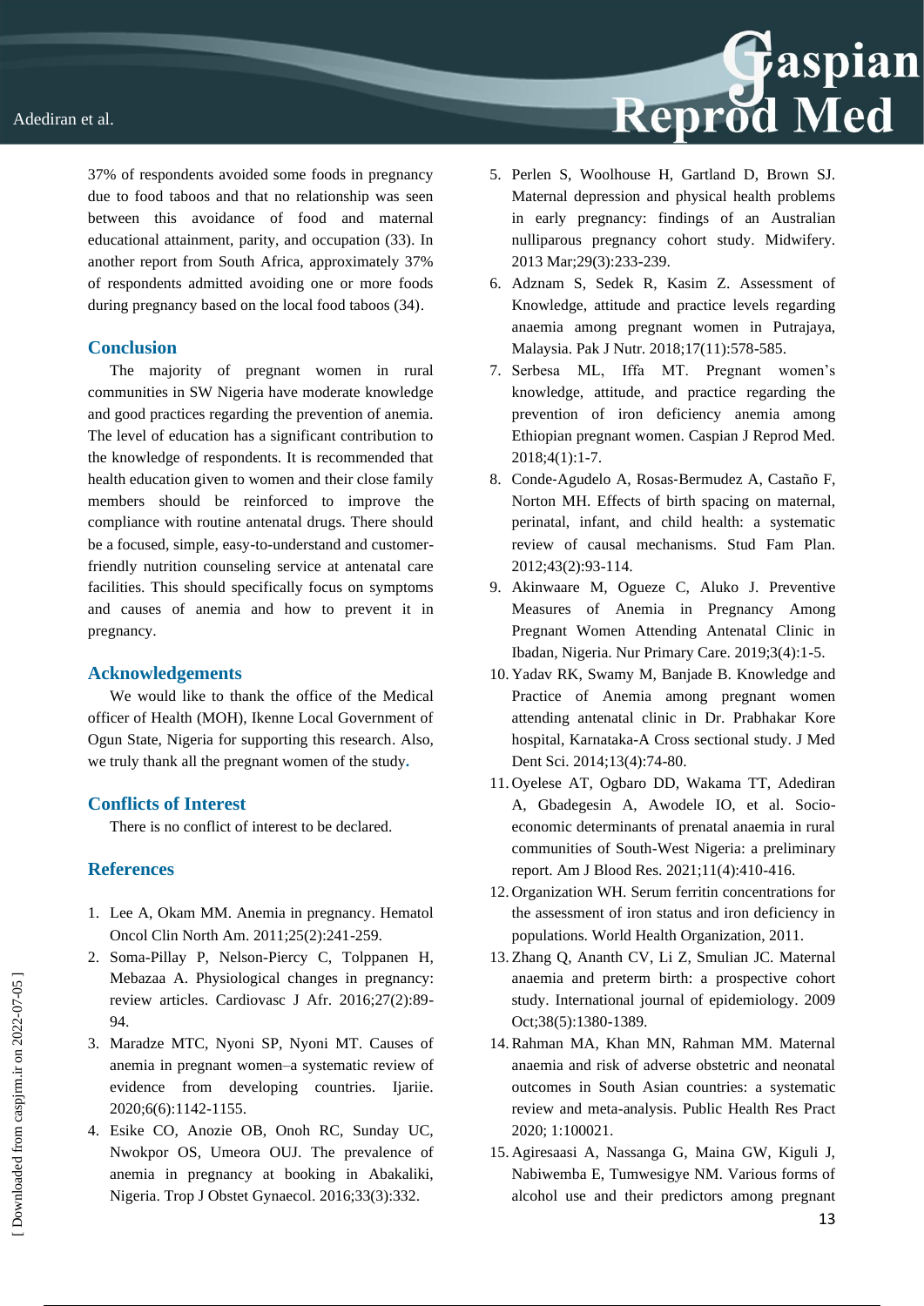37% of respondents avoided some foods in pregnancy due to food taboos and that no relationship was seen between this avoidance of food and maternal educational attainment, parity, and occupation (33). In another report from South Africa, approximately 37% of respondents admitted avoiding one or more foods during pregnancy based on the local food taboos (34).

## Conclusion

The majority of pregnant women in rural communities in SW Nigeria have moderate knowledge and good practices regarding the prevention of anemia. The level of education has a significant contribution to the knowledge of respondents. It is recommended that health education given to women and their close family members should be reinforced to improve the compliance with routine antenatal drugs. There should be a focused, simple, easy-to-understand and customer-friendly nutrition counseling service at antenatal care facilities. This should specifically focus on symptoms and causes of anemia and how to prevent it in pregnancy.

## Acknowledgements

We would like to thank the office of the Medical officer of Health (MOH), Ikenne Local Government of Ogun State, Nigeria for supporting this research. Also, we truly thank all the pregnant women of the study.

## Conflicts of Interest

There is no conflict of interest to be declared.

## References

1. Lee A, Okam MM. Anemia in pregnancy. Hematol Oncol Clin North Am. 2011;25(2):241-259.
2. Soma-Pillay P, Nelson-Piercy C, Tolppanen H, Mebazaa A. Physiological changes in pregnancy: review articles. Cardiovasc J Afr. 2016;27(2):89-94.
3. Maradze MTC, Nyoni SP, Nyoni MT. Causes of anemia in pregnant women–a systematic review of evidence from developing countries. Ijariie. 2020;6(6):1142-1155.
4. Esike CO, Anozie OB, Onoh RC, Sunday UC, Nwokpor OS, Umeora OUJ. The prevalence of anemia in pregnancy at booking in Abakaliki, Nigeria. Trop J Obstet Gynaecol. 2016;33(3):332.
5. Perlen S, Woolhouse H, Gartland D, Brown SJ. Maternal depression and physical health problems in early pregnancy: findings of an Australian nulliparous pregnancy cohort study. Midwifery. 2013 Mar;29(3):233-239.
6. Adznam S, Sedek R, Kasim Z. Assessment of Knowledge, attitude and practice levels regarding anaemia among pregnant women in Putrajaya, Malaysia. Pak J Nutr. 2018;17(11):578-585.
7. Serbesa ML, Iffa MT. Pregnant women's knowledge, attitude, and practice regarding the prevention of iron deficiency anemia among Ethiopian pregnant women. Caspian J Reprod Med. 2018;4(1):1-7.
8. Conde-Agudelo A, Rosas-Bermudez A, Castaño F, Norton MH. Effects of birth spacing on maternal, perinatal, infant, and child health: a systematic review of causal mechanisms. Stud Fam Plan. 2012;43(2):93-114.
9. Akinwaore M, Ogueze C, Aluko J. Preventive Measures of Anemia in Pregnancy Among Pregnant Women Attending Antenatal Clinic in Ibadan, Nigeria. Nur Primary Care. 2019;3(4):1-5.
10. Yadav RK, Swamy M, Banjade B. Knowledge and Practice of Anemia among pregnant women attending antenatal clinic in Dr. Prabhakar Kore hospital, Karnataka-A Cross sectional study. J Med Dent Sci. 2014;13(4):74-80.
11. Oyelese AT, Ogbaro DD, Wakama TT, Adediran A, Gbadegesin A, Awodele IO, et al. Socio-economic determinants of prenatal anaemia in rural communities of South-West Nigeria: a preliminary report. Am J Blood Res. 2021;11(4):410-416.
12. Organization WH. Serum ferritin concentrations for the assessment of iron status and iron deficiency in populations. World Health Organization, 2011.
13. Zhang Q, Ananth CV, Li Z, Smulian JC. Maternal anaemia and preterm birth: a prospective cohort study. International journal of epidemiology. 2009 Oct;38(5):1380-1389.
14. Rahman MA, Khan MN, Rahman MM. Maternal anaemia and risk of adverse obstetric and neonatal outcomes in South Asian countries: a systematic review and meta-analysis. Public Health Res Pract 2020; 1:100021.
15. Agiresaasi A, Nassanga G, Maina GW, Kiguli J, Nabiwemba E, Tumwesigye NM. Various forms of alcohol use and their predictors among pregnant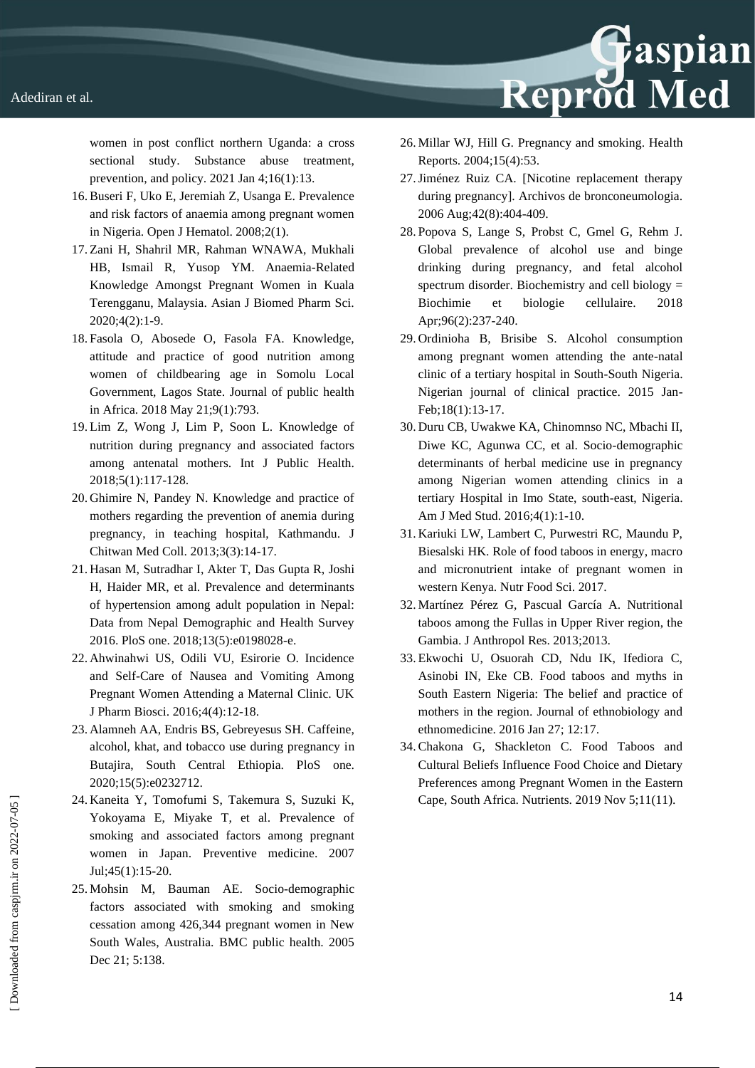women in post conflict northern Uganda: a cross sectional study. Substance abuse treatment, prevention, and policy. 2021 Jan 4;16(1):13.

16. Buseri F, Uko E, Jeremiah Z, Usanga E. Prevalence and risk factors of anaemia among pregnant women in Nigeria. Open J Hematol. 2008;2(1).
17. Zani H, Shahril MR, Rahman WNAWA, Mukhali HB, Ismail R, Yusop YM. Anaemia-Related Knowledge Amongst Pregnant Women in Kuala Terengganu, Malaysia. Asian J Biomed Pharm Sci. 2020;4(2):1-9.
18. Fasola O, Abosede O, Fasola FA. Knowledge, attitude and practice of good nutrition among women of childbearing age in Somolu Local Government, Lagos State. Journal of public health in Africa. 2018 May 21;9(1):793.
19. Lim Z, Wong J, Lim P, Soon L. Knowledge of nutrition during pregnancy and associated factors among antenatal mothers. Int J Public Health. 2018;5(1):117-128.
20. Ghimire N, Pandey N. Knowledge and practice of mothers regarding the prevention of anemia during pregnancy, in teaching hospital, Kathmandu. J Chitwan Med Coll. 2013;3(3):14-17.
21. Hasan M, Sutradhar I, Akter T, Das Gupta R, Joshi H, Haider MR, et al. Prevalence and determinants of hypertension among adult population in Nepal: Data from Nepal Demographic and Health Survey 2016. PloS one. 2018;13(5):e0198028-e.
22. Ahwinahwi US, Odili VU, Esirorie O. Incidence and Self-Care of Nausea and Vomiting Among Pregnant Women Attending a Maternal Clinic. UK J Pharm Biosci. 2016;4(4):12-18.
23. Alamneh AA, Endris BS, Gebreyesus SH. Caffeine, alcohol, khat, and tobacco use during pregnancy in Butajira, South Central Ethiopia. PloS one. 2020;15(5):e0232712.
24. Kaneita Y, Tomofumi S, Takemura S, Suzuki K, Yokoyama E, Miyake T, et al. Prevalence of smoking and associated factors among pregnant women in Japan. Preventive medicine. 2007 Jul;45(1):15-20.
25. Mohsin M, Bauman AE. Socio-demographic factors associated with smoking and smoking cessation among 426,344 pregnant women in New South Wales, Australia. BMC public health. 2005 Dec 21; 5:138.
26. Millar WJ, Hill G. Pregnancy and smoking. Health Reports. 2004;15(4):53.
27. Jiménez Ruiz CA. [Nicotine replacement therapy during pregnancy]. Archivos de bronconeumologia. 2006 Aug;42(8):404-409.
28. Popova S, Lange S, Probst C, Gmel G, Rehm J. Global prevalence of alcohol use and binge drinking during pregnancy, and fetal alcohol spectrum disorder. Biochemistry and cell biology = Biochimie et biologie cellulaire. 2018 Apr;96(2):237-240.
29. Ordinioha B, Brisibe S. Alcohol consumption among pregnant women attending the ante-natal clinic of a tertiary hospital in South-South Nigeria. Nigerian journal of clinical practice. 2015 Jan-Feb;18(1):13-17.
30. Duru CB, Uwakwe KA, Chinomnso NC, Mbachi II, Diwe KC, Agunwa CC, et al. Socio-demographic determinants of herbal medicine use in pregnancy among Nigerian women attending clinics in a tertiary Hospital in Imo State, south-east, Nigeria. Am J Med Stud. 2016;4(1):1-10.
31. Kariuki LW, Lambert C, Purwestri RC, Maundu P, Biesalski HK. Role of food taboos in energy, macro and micronutrient intake of pregnant women in western Kenya. Nutr Food Sci. 2017.
32. Martínez Pérez G, Pascual García A. Nutritional taboos among the Fullas in Upper River region, the Gambia. J Anthropol Res. 2013;2013.
33. Ekwochi U, Osuorah CD, Ndu IK, Ifediora C, Asinobi IN, Eke CB. Food taboos and myths in South Eastern Nigeria: The belief and practice of mothers in the region. Journal of ethnobiology and ethnomedicine. 2016 Jan 27; 12:17.
34. Chakona G, Shackleton C. Food Taboos and Cultural Beliefs Influence Food Choice and Dietary Preferences among Pregnant Women in the Eastern Cape, South Africa. Nutrients. 2019 Nov 5;11(11).